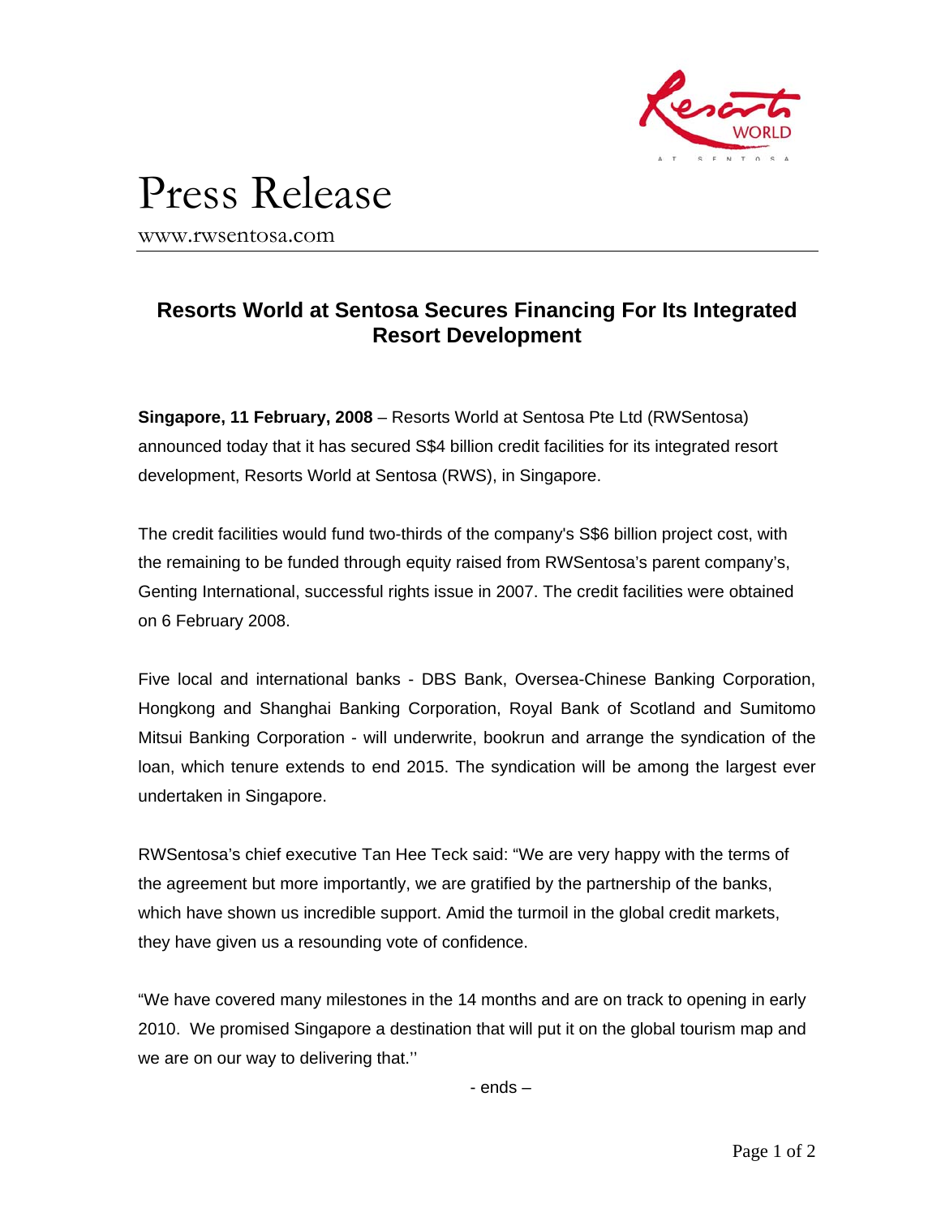# Press Release

www.rwsentosa.com

## Resorts World at Sentosa Secures Financing For Its Integrated Resort Development

**Singapore, 11 February, 2008** – Resorts World at Sentosa Pte Ltd (RWSentosa) announced today that it has secured S$4 billion credit facilities for its integrated resort development, Resorts World at Sentosa (RWS), in Singapore.

The credit facilities would fund two-thirds of the company's S$6 billion project cost, with the remaining to be funded through equity raised from RWSentosa's parent company's, Genting International, successful rights issue in 2007. The credit facilities were obtained on 6 February 2008.

Five local and international banks - DBS Bank, Oversea-Chinese Banking Corporation, Hongkong and Shanghai Banking Corporation, Royal Bank of Scotland and Sumitomo Mitsui Banking Corporation - will underwrite, bookrun and arrange the syndication of the loan, which tenure extends to end 2015. The syndication will be among the largest ever undertaken in Singapore.

RWSentosa's chief executive Tan Hee Teck said: "We are very happy with the terms of the agreement but more importantly, we are gratified by the partnership of the banks, which have shown us incredible support. Amid the turmoil in the global credit markets, they have given us a resounding vote of confidence.

"We have covered many milestones in the 14 months and are on track to opening in early 2010. We promised Singapore a destination that will put it on the global tourism map and we are on our way to delivering that.''

- ends –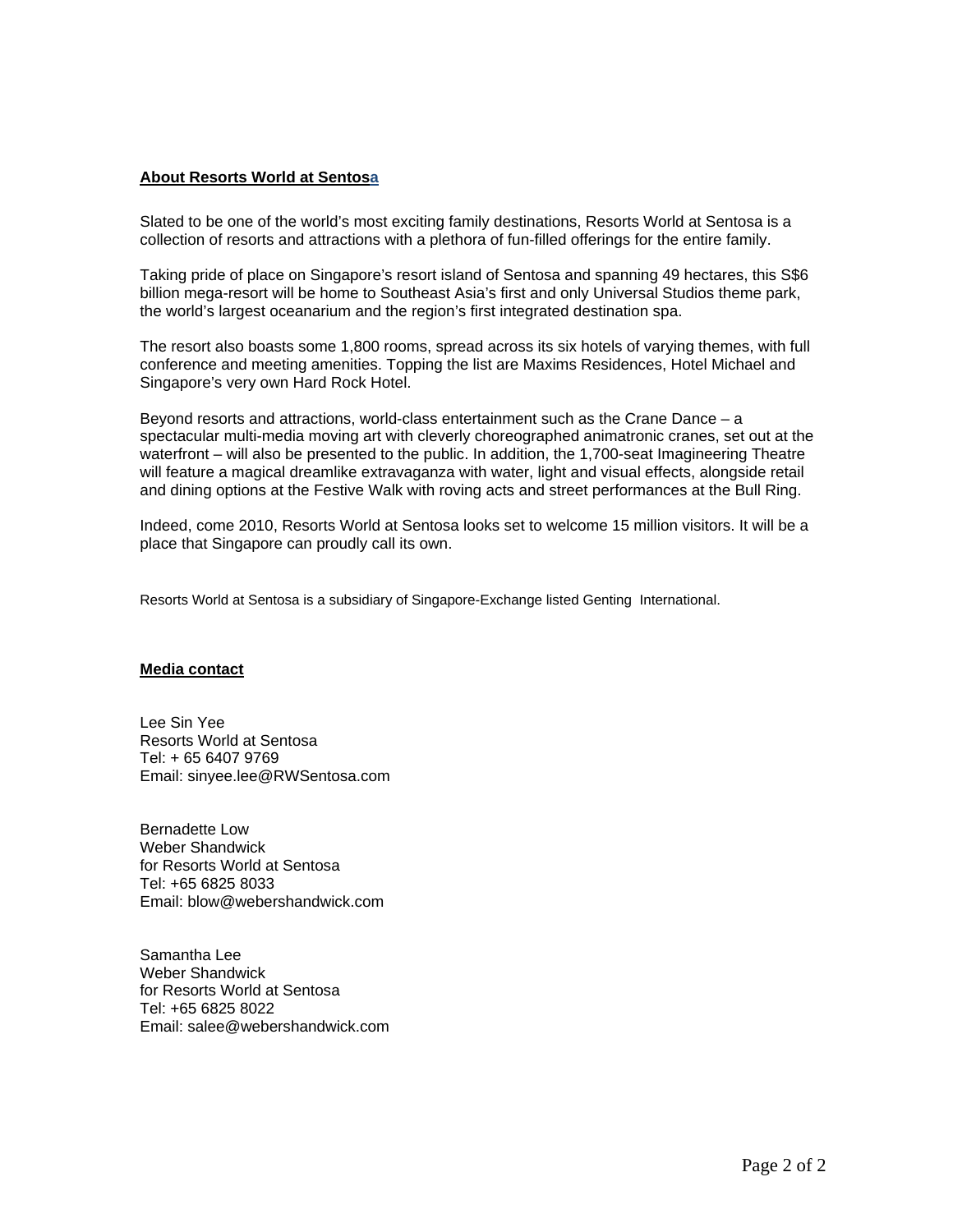**About Resorts World at Sentosa**

Slated to be one of the world's most exciting family destinations, Resorts World at Sentosa is a collection of resorts and attractions with a plethora of fun-filled offerings for the entire family.

Taking pride of place on Singapore's resort island of Sentosa and spanning 49 hectares, this S$6 billion mega-resort will be home to Southeast Asia's first and only Universal Studios theme park, the world's largest oceanarium and the region's first integrated destination spa.

The resort also boasts some 1,800 rooms, spread across its six hotels of varying themes, with full conference and meeting amenities. Topping the list are Maxims Residences, Hotel Michael and Singapore's very own Hard Rock Hotel.

Beyond resorts and attractions, world-class entertainment such as the Crane Dance – a spectacular multi-media moving art with cleverly choreographed animatronic cranes, set out at the waterfront – will also be presented to the public. In addition, the 1,700-seat Imagineering Theatre will feature a magical dreamlike extravaganza with water, light and visual effects, alongside retail and dining options at the Festive Walk with roving acts and street performances at the Bull Ring.

Indeed, come 2010, Resorts World at Sentosa looks set to welcome 15 million visitors. It will be a place that Singapore can proudly call its own.

Resorts World at Sentosa is a subsidiary of Singapore-Exchange listed Genting International.

**Media contact**

Lee Sin Yee
Resorts World at Sentosa
Tel: + 65 6407 9769
Email: sinyee.lee@RWSentosa.com

Bernadette Low
Weber Shandwick
for Resorts World at Sentosa
Tel: +65 6825 8033
Email: blow@webershandwick.com

Samantha Lee
Weber Shandwick
for Resorts World at Sentosa
Tel: +65 6825 8022
Email: salee@webershandwick.com